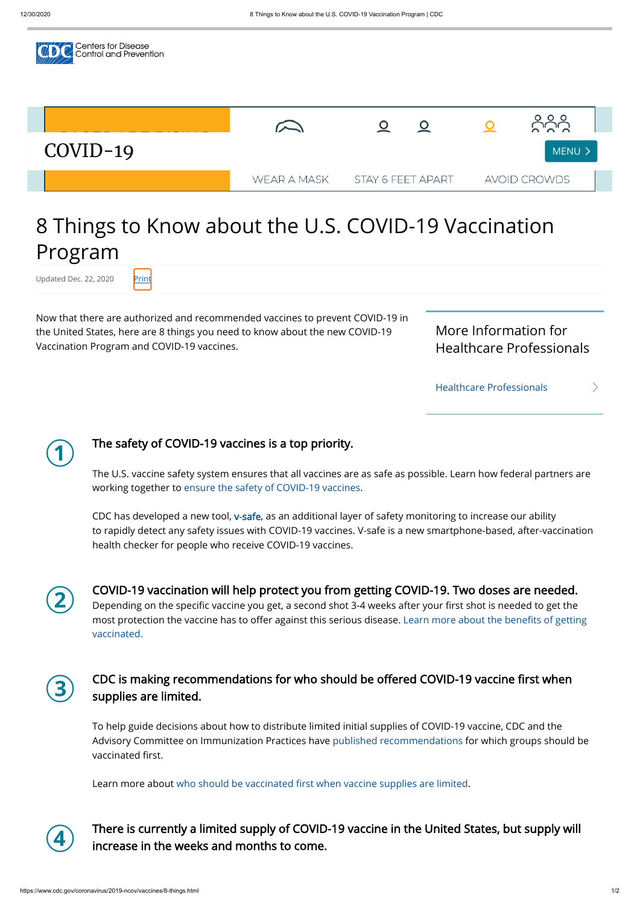Centers for Disease Control and Prevention

COVID-19

WEAR A MASK STAY 6 FEET APART AVOID CROWDS

MENU

# 8 Things to Know about the U.S. COVID-19 Vaccination Program

Updated Dec. 22, 2020 Print

Now that there are authorized and recommended vaccines to prevent COVID-19 in the United States, here are 8 things you need to know about the new COVID-19 Vaccination Program and COVID-19 vaccines.

## More Information for Healthcare Professionals

Healthcare Professionals

### 1. The safety of COVID-19 vaccines is a top priority.

The U.S. vaccine safety system ensures that all vaccines are as safe as possible. Learn how federal partners are working together to ensure the safety of COVID-19 vaccines.

CDC has developed a new tool, **v-safe**, as an additional layer of safety monitoring to increase our ability to rapidly detect any safety issues with COVID-19 vaccines. V-safe is a new smartphone-based, after-vaccination health checker for people who receive COVID-19 vaccines.

### 2. COVID-19 vaccination will help protect you from getting COVID-19. Two doses are needed.

Depending on the specific vaccine you get, a second shot 3-4 weeks after your first shot is needed to get the most protection the vaccine has to offer against this serious disease. Learn more about the benefits of getting vaccinated.

### 3. CDC is making recommendations for who should be offered COVID-19 vaccine first when supplies are limited.

To help guide decisions about how to distribute limited initial supplies of COVID-19 vaccine, CDC and the Advisory Committee on Immunization Practices have published recommendations for which groups should be vaccinated first.

Learn more about who should be vaccinated first when vaccine supplies are limited.

### 4. There is currently a limited supply of COVID-19 vaccine in the United States, but supply will increase in the weeks and months to come.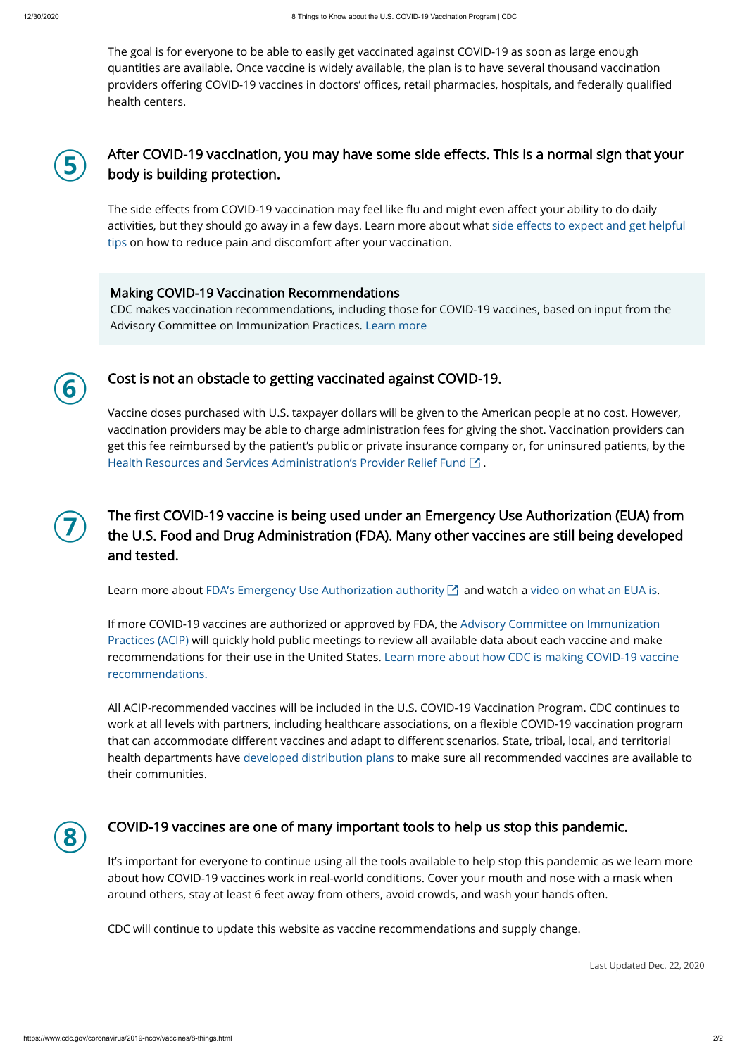The goal is for everyone to be able to easily get vaccinated against COVID-19 as soon as large enough quantities are available. Once vaccine is widely available, the plan is to have several thousand vaccination providers offering COVID-19 vaccines in doctors' offices, retail pharmacies, hospitals, and federally qualified health centers.

## 5 After COVID-19 vaccination, you may have some side effects. This is a normal sign that your body is building protection.

The side effects from COVID-19 vaccination may feel like flu and might even affect your ability to do daily activities, but they should go away in a few days. Learn more about what side effects to expect and get helpful tips on how to reduce pain and discomfort after your vaccination.

### Making COVID-19 Vaccination Recommendations

CDC makes vaccination recommendations, including those for COVID-19 vaccines, based on input from the Advisory Committee on Immunization Practices. Learn more

## 6 Cost is not an obstacle to getting vaccinated against COVID-19.

Vaccine doses purchased with U.S. taxpayer dollars will be given to the American people at no cost. However, vaccination providers may be able to charge administration fees for giving the shot. Vaccination providers can get this fee reimbursed by the patient's public or private insurance company or, for uninsured patients, by the Health Resources and Services Administration's Provider Relief Fund.

## 7 The first COVID-19 vaccine is being used under an Emergency Use Authorization (EUA) from the U.S. Food and Drug Administration (FDA). Many other vaccines are still being developed and tested.

Learn more about FDA's Emergency Use Authorization authority and watch a video on what an EUA is.

If more COVID-19 vaccines are authorized or approved by FDA, the Advisory Committee on Immunization Practices (ACIP) will quickly hold public meetings to review all available data about each vaccine and make recommendations for their use in the United States. Learn more about how CDC is making COVID-19 vaccine recommendations.

All ACIP-recommended vaccines will be included in the U.S. COVID-19 Vaccination Program. CDC continues to work at all levels with partners, including healthcare associations, on a flexible COVID-19 vaccination program that can accommodate different vaccines and adapt to different scenarios. State, tribal, local, and territorial health departments have developed distribution plans to make sure all recommended vaccines are available to their communities.

## 8 COVID-19 vaccines are one of many important tools to help us stop this pandemic.

It's important for everyone to continue using all the tools available to help stop this pandemic as we learn more about how COVID-19 vaccines work in real-world conditions. Cover your mouth and nose with a mask when around others, stay at least 6 feet away from others, avoid crowds, and wash your hands often.

CDC will continue to update this website as vaccine recommendations and supply change.

Last Updated Dec. 22, 2020